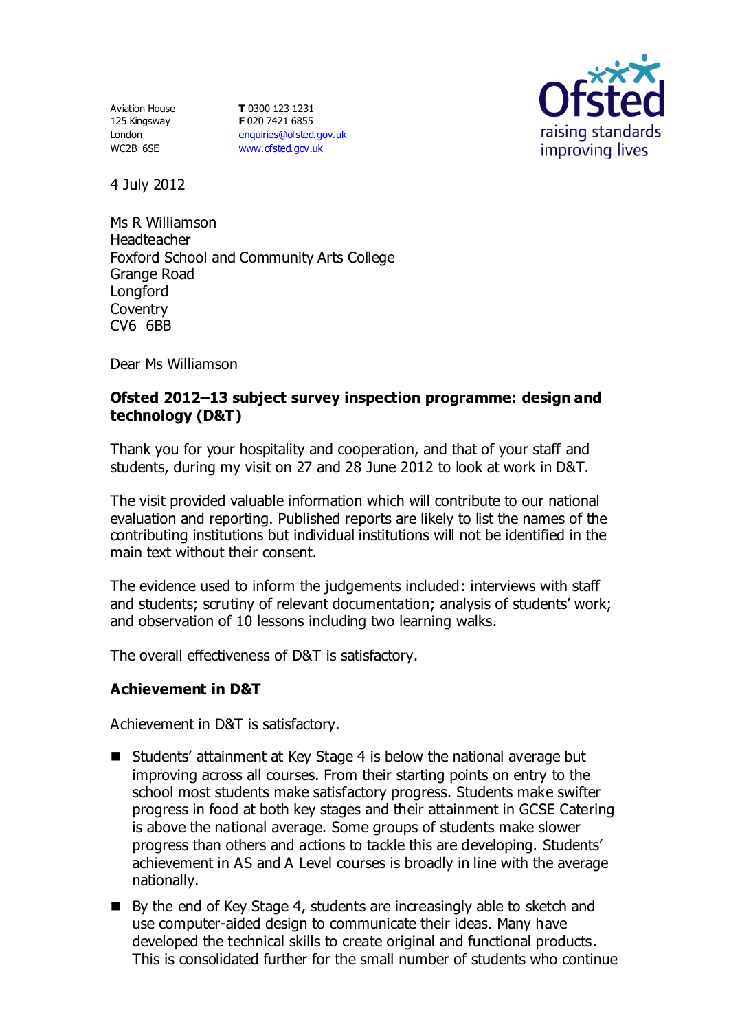Aviation House
125 Kingsway
London
WC2B 6SE

**T** 0300 123 1231
**F** 020 7421 6855
enquiries@ofsted.gov.uk
www.ofsted.gov.uk

Ofsted
raising standards
improving lives

4 July 2012

Ms R Williamson
Headteacher
Foxford School and Community Arts College
Grange Road
Longford
Coventry
CV6 6BB

Dear Ms Williamson

**Ofsted 2012–13 subject survey inspection programme: design and technology (D&T)**

Thank you for your hospitality and cooperation, and that of your staff and students, during my visit on 27 and 28 June 2012 to look at work in D&T.

The visit provided valuable information which will contribute to our national evaluation and reporting. Published reports are likely to list the names of the contributing institutions but individual institutions will not be identified in the main text without their consent.

The evidence used to inform the judgements included: interviews with staff and students; scrutiny of relevant documentation; analysis of students' work; and observation of 10 lessons including two learning walks.

The overall effectiveness of D&T is satisfactory.

## Achievement in D&T

Achievement in D&T is satisfactory.

- Students' attainment at Key Stage 4 is below the national average but improving across all courses. From their starting points on entry to the school most students make satisfactory progress. Students make swifter progress in food at both key stages and their attainment in GCSE Catering is above the national average. Some groups of students make slower progress than others and actions to tackle this are developing. Students' achievement in AS and A Level courses is broadly in line with the average nationally.
- By the end of Key Stage 4, students are increasingly able to sketch and use computer-aided design to communicate their ideas. Many have developed the technical skills to create original and functional products. This is consolidated further for the small number of students who continue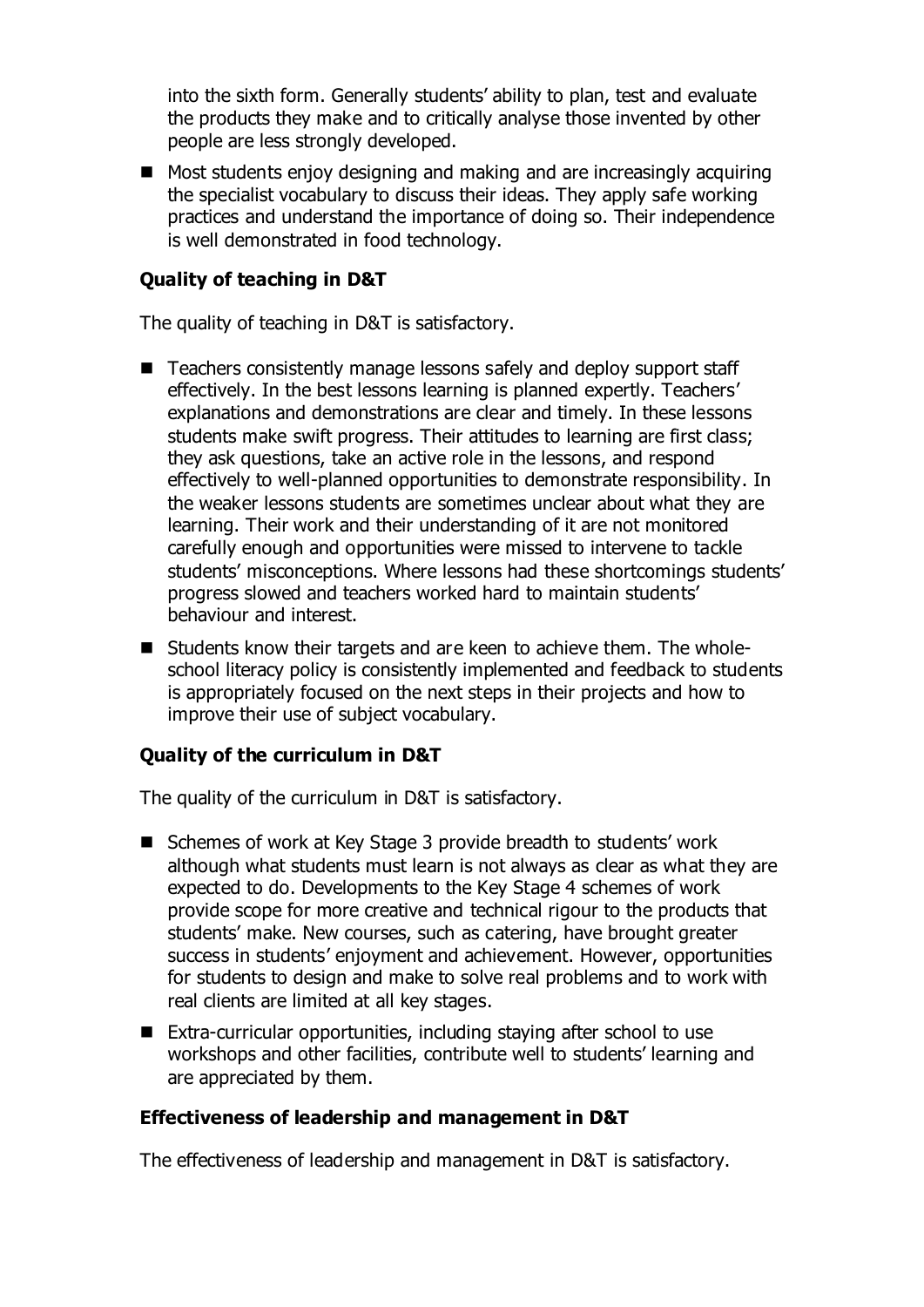into the sixth form. Generally students' ability to plan, test and evaluate the products they make and to critically analyse those invented by other people are less strongly developed.

- Most students enjoy designing and making and are increasingly acquiring the specialist vocabulary to discuss their ideas. They apply safe working practices and understand the importance of doing so. Their independence is well demonstrated in food technology.

### Quality of teaching in D&T

The quality of teaching in D&T is satisfactory.

- Teachers consistently manage lessons safely and deploy support staff effectively. In the best lessons learning is planned expertly. Teachers' explanations and demonstrations are clear and timely. In these lessons students make swift progress. Their attitudes to learning are first class; they ask questions, take an active role in the lessons, and respond effectively to well-planned opportunities to demonstrate responsibility. In the weaker lessons students are sometimes unclear about what they are learning. Their work and their understanding of it are not monitored carefully enough and opportunities were missed to intervene to tackle students' misconceptions. Where lessons had these shortcomings students' progress slowed and teachers worked hard to maintain students' behaviour and interest.
- Students know their targets and are keen to achieve them. The whole-school literacy policy is consistently implemented and feedback to students is appropriately focused on the next steps in their projects and how to improve their use of subject vocabulary.

### Quality of the curriculum in D&T

The quality of the curriculum in D&T is satisfactory.

- Schemes of work at Key Stage 3 provide breadth to students' work although what students must learn is not always as clear as what they are expected to do. Developments to the Key Stage 4 schemes of work provide scope for more creative and technical rigour to the products that students' make. New courses, such as catering, have brought greater success in students' enjoyment and achievement. However, opportunities for students to design and make to solve real problems and to work with real clients are limited at all key stages.
- Extra-curricular opportunities, including staying after school to use workshops and other facilities, contribute well to students' learning and are appreciated by them.

### Effectiveness of leadership and management in D&T

The effectiveness of leadership and management in D&T is satisfactory.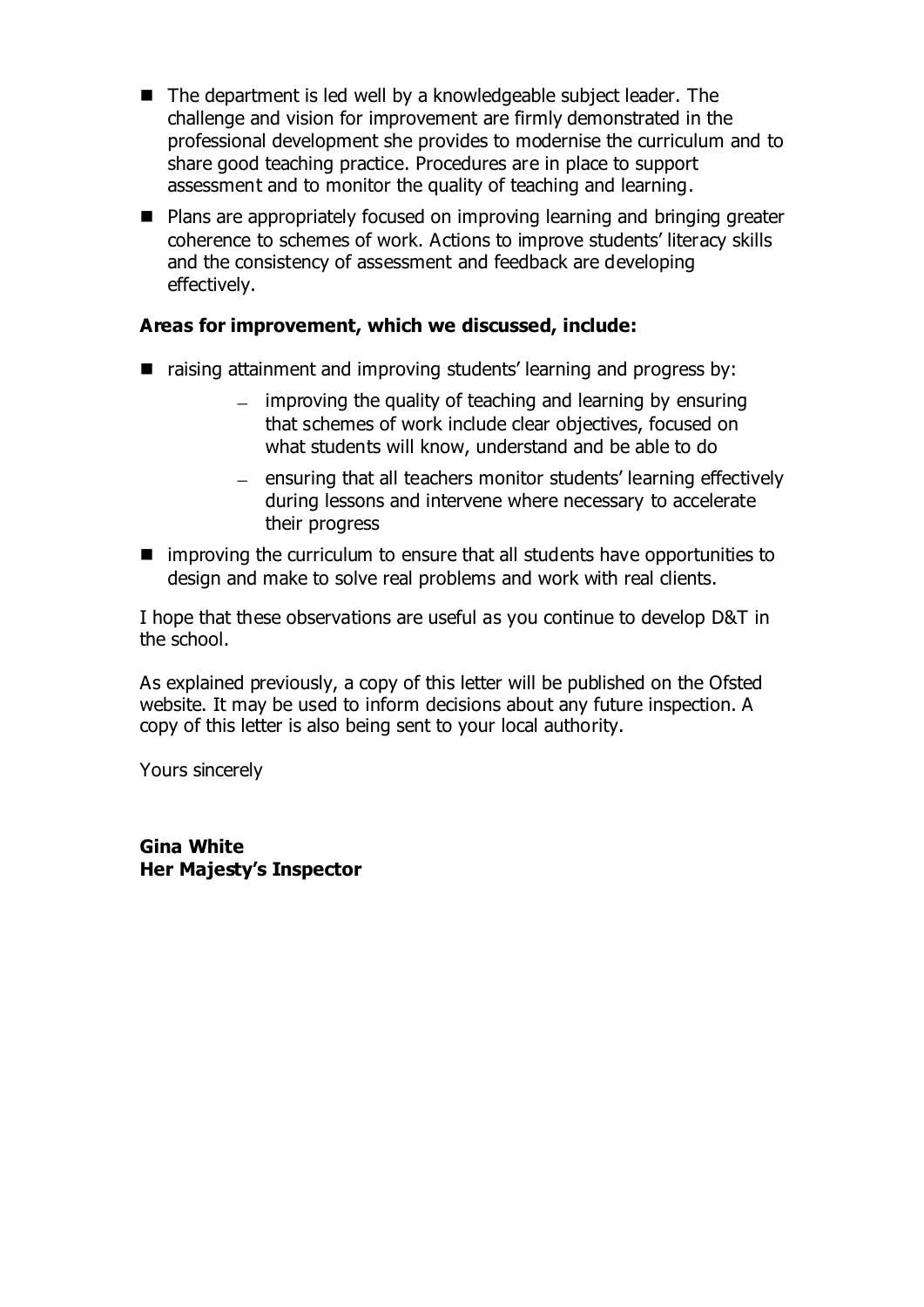- The department is led well by a knowledgeable subject leader. The challenge and vision for improvement are firmly demonstrated in the professional development she provides to modernise the curriculum and to share good teaching practice. Procedures are in place to support assessment and to monitor the quality of teaching and learning.
- Plans are appropriately focused on improving learning and bringing greater coherence to schemes of work. Actions to improve students' literacy skills and the consistency of assessment and feedback are developing effectively.

**Areas for improvement, which we discussed, include:**

- raising attainment and improving students' learning and progress by:
  - improving the quality of teaching and learning by ensuring that schemes of work include clear objectives, focused on what students will know, understand and be able to do
  - ensuring that all teachers monitor students' learning effectively during lessons and intervene where necessary to accelerate their progress
- improving the curriculum to ensure that all students have opportunities to design and make to solve real problems and work with real clients.

I hope that these observations are useful as you continue to develop D&T in the school.

As explained previously, a copy of this letter will be published on the Ofsted website. It may be used to inform decisions about any future inspection. A copy of this letter is also being sent to your local authority.

Yours sincerely

**Gina White**
**Her Majesty's Inspector**